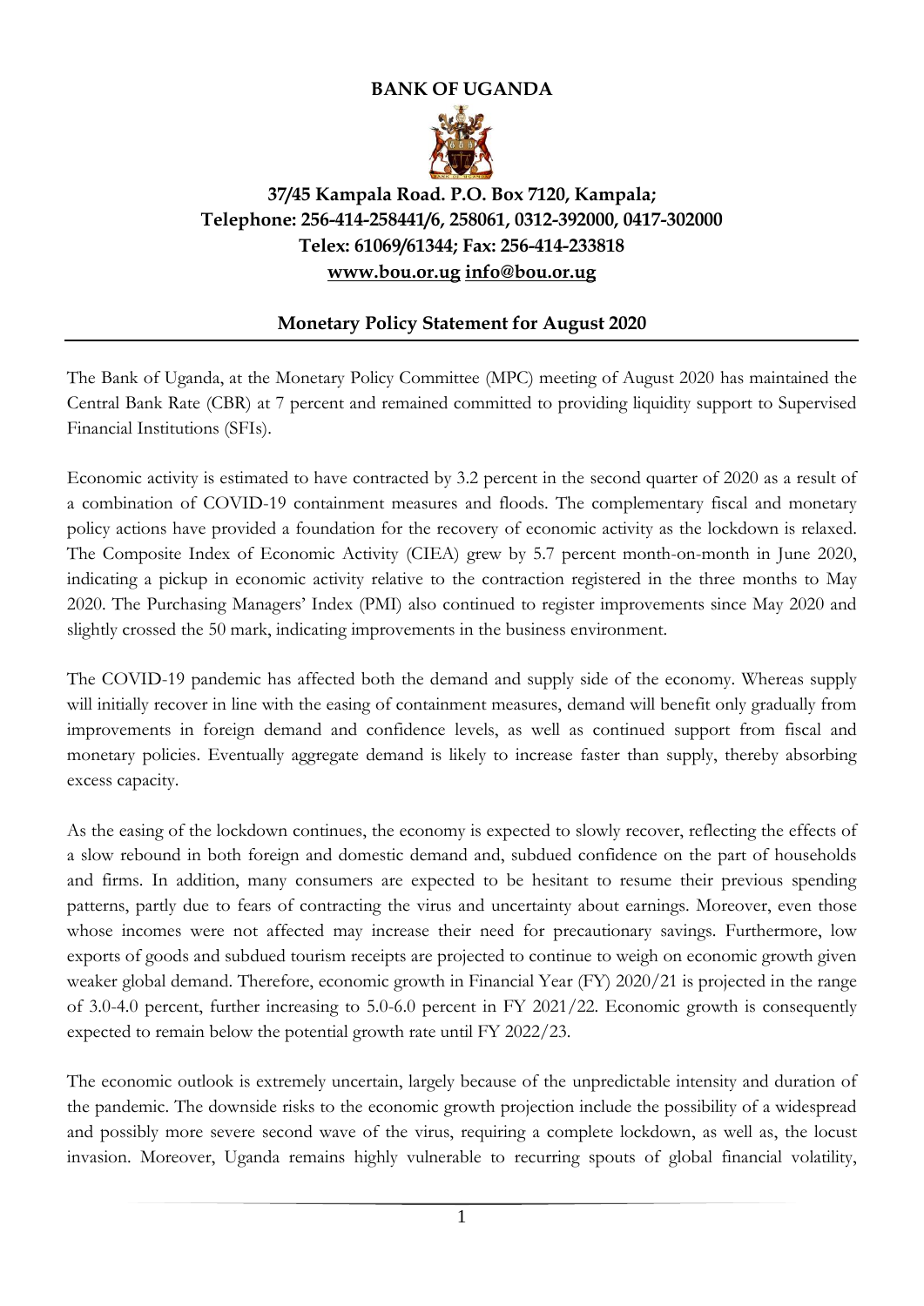# BANK OF UGANDA

## 37/45 Kampala Road. P.O. Box 7120, Kampala;
## Telephone: 256-414-258441/6, 258061, 0312-392000, 0417-302000
## Telex: 61069/61344; Fax: 256-414-233818
## [www.bou.or.ug](http://www.bou.or.ug) [info@bou.or.ug](mailto:info@bou.or.ug)

### Monetary Policy Statement for August 2020

The Bank of Uganda, at the Monetary Policy Committee (MPC) meeting of August 2020 has maintained the Central Bank Rate (CBR) at 7 percent and remained committed to providing liquidity support to Supervised Financial Institutions (SFIs).

Economic activity is estimated to have contracted by 3.2 percent in the second quarter of 2020 as a result of a combination of COVID-19 containment measures and floods. The complementary fiscal and monetary policy actions have provided a foundation for the recovery of economic activity as the lockdown is relaxed. The Composite Index of Economic Activity (CIEA) grew by 5.7 percent month-on-month in June 2020, indicating a pickup in economic activity relative to the contraction registered in the three months to May 2020. The Purchasing Managers' Index (PMI) also continued to register improvements since May 2020 and slightly crossed the 50 mark, indicating improvements in the business environment.

The COVID-19 pandemic has affected both the demand and supply side of the economy. Whereas supply will initially recover in line with the easing of containment measures, demand will benefit only gradually from improvements in foreign demand and confidence levels, as well as continued support from fiscal and monetary policies. Eventually aggregate demand is likely to increase faster than supply, thereby absorbing excess capacity.

As the easing of the lockdown continues, the economy is expected to slowly recover, reflecting the effects of a slow rebound in both foreign and domestic demand and, subdued confidence on the part of households and firms. In addition, many consumers are expected to be hesitant to resume their previous spending patterns, partly due to fears of contracting the virus and uncertainty about earnings. Moreover, even those whose incomes were not affected may increase their need for precautionary savings. Furthermore, low exports of goods and subdued tourism receipts are projected to continue to weigh on economic growth given weaker global demand. Therefore, economic growth in Financial Year (FY) 2020/21 is projected in the range of 3.0-4.0 percent, further increasing to 5.0-6.0 percent in FY 2021/22. Economic growth is consequently expected to remain below the potential growth rate until FY 2022/23.

The economic outlook is extremely uncertain, largely because of the unpredictable intensity and duration of the pandemic. The downside risks to the economic growth projection include the possibility of a widespread and possibly more severe second wave of the virus, requiring a complete lockdown, as well as, the locust invasion. Moreover, Uganda remains highly vulnerable to recurring spouts of global financial volatility,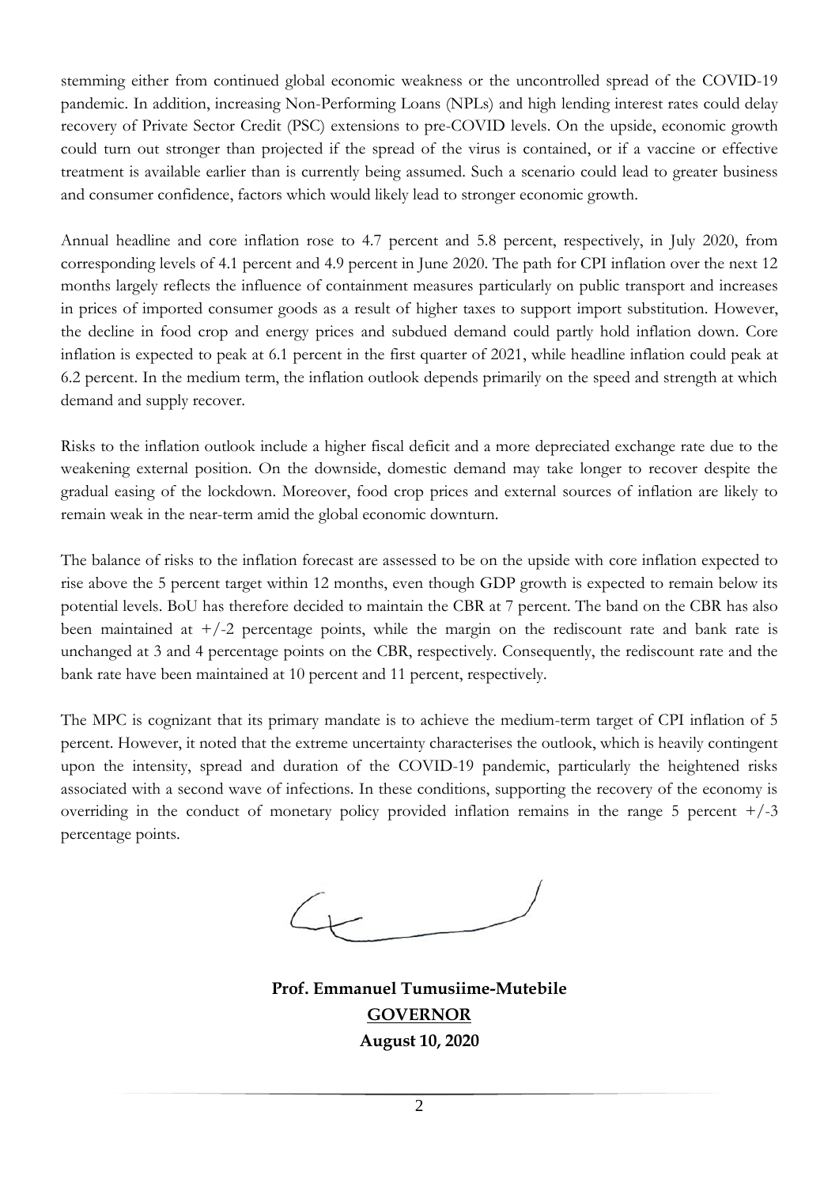stemming either from continued global economic weakness or the uncontrolled spread of the COVID-19 pandemic. In addition, increasing Non-Performing Loans (NPLs) and high lending interest rates could delay recovery of Private Sector Credit (PSC) extensions to pre-COVID levels. On the upside, economic growth could turn out stronger than projected if the spread of the virus is contained, or if a vaccine or effective treatment is available earlier than is currently being assumed. Such a scenario could lead to greater business and consumer confidence, factors which would likely lead to stronger economic growth.

Annual headline and core inflation rose to 4.7 percent and 5.8 percent, respectively, in July 2020, from corresponding levels of 4.1 percent and 4.9 percent in June 2020. The path for CPI inflation over the next 12 months largely reflects the influence of containment measures particularly on public transport and increases in prices of imported consumer goods as a result of higher taxes to support import substitution. However, the decline in food crop and energy prices and subdued demand could partly hold inflation down. Core inflation is expected to peak at 6.1 percent in the first quarter of 2021, while headline inflation could peak at 6.2 percent. In the medium term, the inflation outlook depends primarily on the speed and strength at which demand and supply recover.

Risks to the inflation outlook include a higher fiscal deficit and a more depreciated exchange rate due to the weakening external position. On the downside, domestic demand may take longer to recover despite the gradual easing of the lockdown. Moreover, food crop prices and external sources of inflation are likely to remain weak in the near-term amid the global economic downturn.

The balance of risks to the inflation forecast are assessed to be on the upside with core inflation expected to rise above the 5 percent target within 12 months, even though GDP growth is expected to remain below its potential levels. BoU has therefore decided to maintain the CBR at 7 percent. The band on the CBR has also been maintained at +/-2 percentage points, while the margin on the rediscount rate and bank rate is unchanged at 3 and 4 percentage points on the CBR, respectively. Consequently, the rediscount rate and the bank rate have been maintained at 10 percent and 11 percent, respectively.

The MPC is cognizant that its primary mandate is to achieve the medium-term target of CPI inflation of 5 percent. However, it noted that the extreme uncertainty characterises the outlook, which is heavily contingent upon the intensity, spread and duration of the COVID-19 pandemic, particularly the heightened risks associated with a second wave of infections. In these conditions, supporting the recovery of the economy is overriding in the conduct of monetary policy provided inflation remains in the range 5 percent +/-3 percentage points.

**Prof. Emmanuel Tumusiime-Mutebile**

**GOVERNOR**

**August 10, 2020**